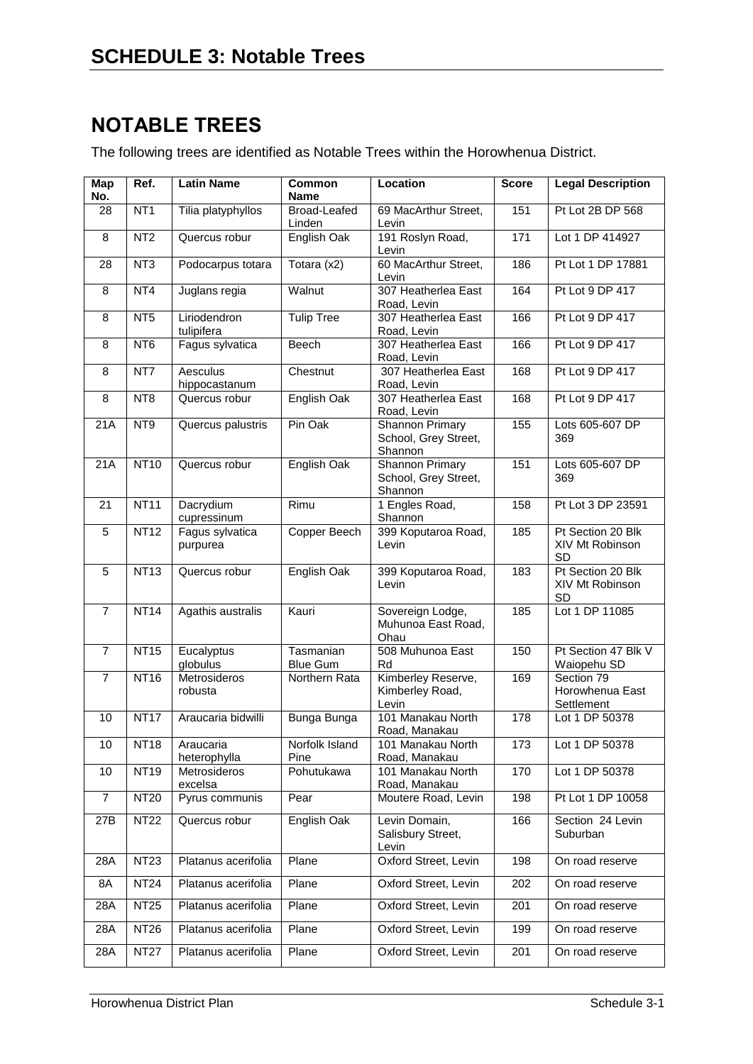# SCHEDULE 3: Notable Trees

## NOTABLE TREES

The following trees are identified as Notable Trees within the Horowhenua District.

| Map No. | Ref. | Latin Name | Common Name | Location | Score | Legal Description |
|---|---|---|---|---|---|---|
| 28 | NT1 | Tilia platyphyllos | Broad-Leafed Linden | 69 MacArthur Street, Levin | 151 | Pt Lot 2B DP 568 |
| 8 | NT2 | Quercus robur | English Oak | 191 Roslyn Road, Levin | 171 | Lot 1 DP 414927 |
| 28 | NT3 | Podocarpus totara | Totara (x2) | 60 MacArthur Street, Levin | 186 | Pt Lot 1 DP 17881 |
| 8 | NT4 | Juglans regia | Walnut | 307 Heatherlea East Road, Levin | 164 | Pt Lot 9 DP 417 |
| 8 | NT5 | Liriodendron tulipifera | Tulip Tree | 307 Heatherlea East Road, Levin | 166 | Pt Lot 9 DP 417 |
| 8 | NT6 | Fagus sylvatica | Beech | 307 Heatherlea East Road, Levin | 166 | Pt Lot 9 DP 417 |
| 8 | NT7 | Aesculus hippocastanum | Chestnut | 307 Heatherlea East Road, Levin | 168 | Pt Lot 9 DP 417 |
| 8 | NT8 | Quercus robur | English Oak | 307 Heatherlea East Road, Levin | 168 | Pt Lot 9 DP 417 |
| 21A | NT9 | Quercus palustris | Pin Oak | Shannon Primary School, Grey Street, Shannon | 155 | Lots 605-607 DP 369 |
| 21A | NT10 | Quercus robur | English Oak | Shannon Primary School, Grey Street, Shannon | 151 | Lots 605-607 DP 369 |
| 21 | NT11 | Dacrydium cupressinum | Rimu | 1 Engles Road, Shannon | 158 | Pt Lot 3 DP 23591 |
| 5 | NT12 | Fagus sylvatica purpurea | Copper Beech | 399 Koputaroa Road, Levin | 185 | Pt Section 20 Blk XIV Mt Robinson SD |
| 5 | NT13 | Quercus robur | English Oak | 399 Koputaroa Road, Levin | 183 | Pt Section 20 Blk XIV Mt Robinson SD |
| 7 | NT14 | Agathis australis | Kauri | Sovereign Lodge, Muhunoa East Road, Ohau | 185 | Lot 1 DP 11085 |
| 7 | NT15 | Eucalyptus globulus | Tasmanian Blue Gum | 508 Muhunoa East Rd | 150 | Pt Section 47 Blk V Waiopehu SD |
| 7 | NT16 | Metrosideros robusta | Northern Rata | Kimberley Reserve, Kimberley Road, Levin | 169 | Section 79 Horowhenua East Settlement |
| 10 | NT17 | Araucaria bidwilli | Bunga Bunga | 101 Manakau North Road, Manakau | 178 | Lot 1 DP 50378 |
| 10 | NT18 | Araucaria heterophylla | Norfolk Island Pine | 101 Manakau North Road, Manakau | 173 | Lot 1 DP 50378 |
| 10 | NT19 | Metrosideros excelsa | Pohutukawa | 101 Manakau North Road, Manakau | 170 | Lot 1 DP 50378 |
| 7 | NT20 | Pyrus communis | Pear | Moutere Road, Levin | 198 | Pt Lot 1 DP 10058 |
| 27B | NT22 | Quercus robur | English Oak | Levin Domain, Salisbury Street, Levin | 166 | Section 24 Levin Suburban |
| 28A | NT23 | Platanus acerifolia | Plane | Oxford Street, Levin | 198 | On road reserve |
| 8A | NT24 | Platanus acerifolia | Plane | Oxford Street, Levin | 202 | On road reserve |
| 28A | NT25 | Platanus acerifolia | Plane | Oxford Street, Levin | 201 | On road reserve |
| 28A | NT26 | Platanus acerifolia | Plane | Oxford Street, Levin | 199 | On road reserve |
| 28A | NT27 | Platanus acerifolia | Plane | Oxford Street, Levin | 201 | On road reserve |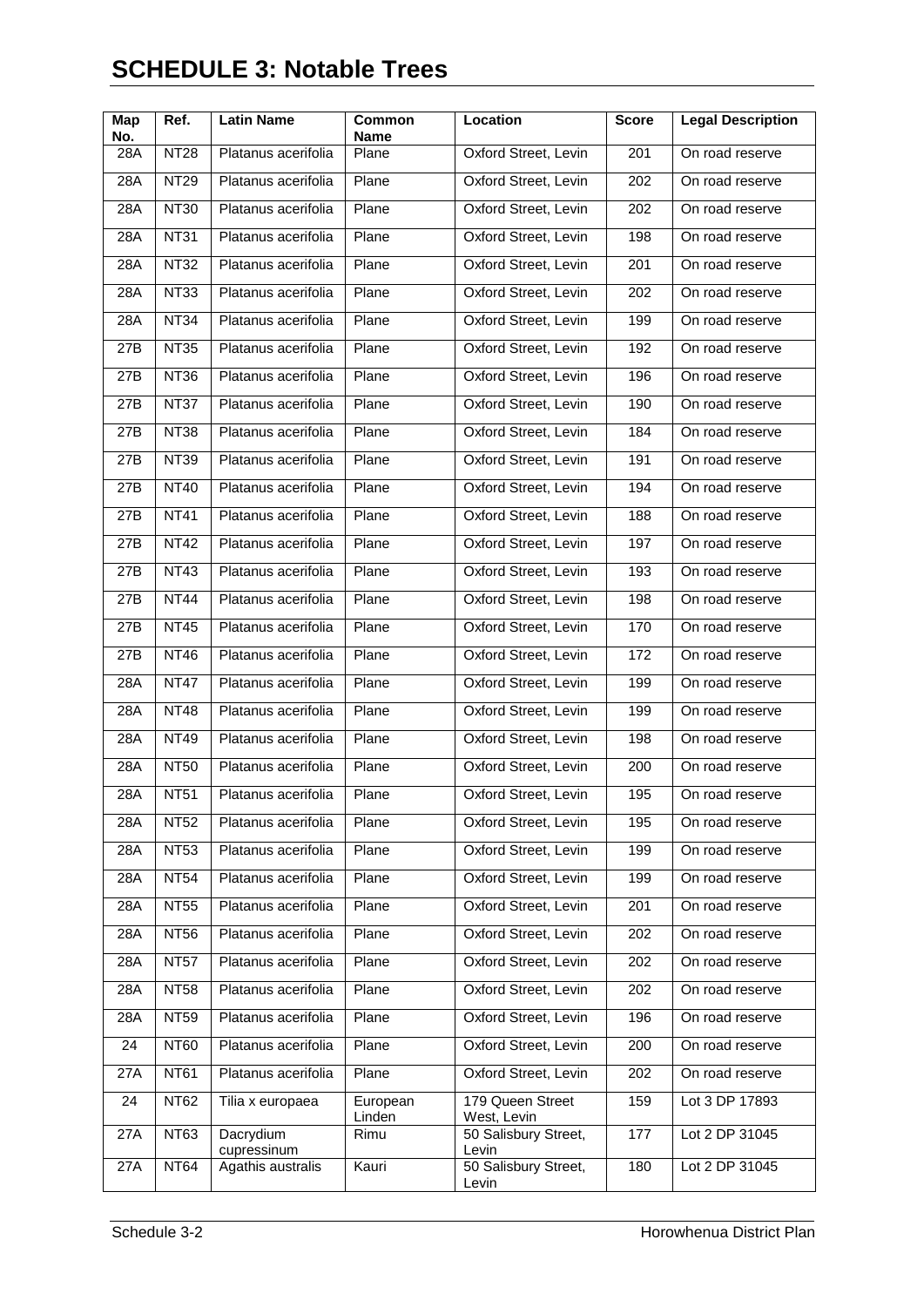# SCHEDULE 3: Notable Trees

| Map No. | Ref. | Latin Name | Common Name | Location | Score | Legal Description |
|---|---|---|---|---|---|---|
| 28A | NT28 | Platanus acerifolia | Plane | Oxford Street, Levin | 201 | On road reserve |
| 28A | NT29 | Platanus acerifolia | Plane | Oxford Street, Levin | 202 | On road reserve |
| 28A | NT30 | Platanus acerifolia | Plane | Oxford Street, Levin | 202 | On road reserve |
| 28A | NT31 | Platanus acerifolia | Plane | Oxford Street, Levin | 198 | On road reserve |
| 28A | NT32 | Platanus acerifolia | Plane | Oxford Street, Levin | 201 | On road reserve |
| 28A | NT33 | Platanus acerifolia | Plane | Oxford Street, Levin | 202 | On road reserve |
| 28A | NT34 | Platanus acerifolia | Plane | Oxford Street, Levin | 199 | On road reserve |
| 27B | NT35 | Platanus acerifolia | Plane | Oxford Street, Levin | 192 | On road reserve |
| 27B | NT36 | Platanus acerifolia | Plane | Oxford Street, Levin | 196 | On road reserve |
| 27B | NT37 | Platanus acerifolia | Plane | Oxford Street, Levin | 190 | On road reserve |
| 27B | NT38 | Platanus acerifolia | Plane | Oxford Street, Levin | 184 | On road reserve |
| 27B | NT39 | Platanus acerifolia | Plane | Oxford Street, Levin | 191 | On road reserve |
| 27B | NT40 | Platanus acerifolia | Plane | Oxford Street, Levin | 194 | On road reserve |
| 27B | NT41 | Platanus acerifolia | Plane | Oxford Street, Levin | 188 | On road reserve |
| 27B | NT42 | Platanus acerifolia | Plane | Oxford Street, Levin | 197 | On road reserve |
| 27B | NT43 | Platanus acerifolia | Plane | Oxford Street, Levin | 193 | On road reserve |
| 27B | NT44 | Platanus acerifolia | Plane | Oxford Street, Levin | 198 | On road reserve |
| 27B | NT45 | Platanus acerifolia | Plane | Oxford Street, Levin | 170 | On road reserve |
| 27B | NT46 | Platanus acerifolia | Plane | Oxford Street, Levin | 172 | On road reserve |
| 28A | NT47 | Platanus acerifolia | Plane | Oxford Street, Levin | 199 | On road reserve |
| 28A | NT48 | Platanus acerifolia | Plane | Oxford Street, Levin | 199 | On road reserve |
| 28A | NT49 | Platanus acerifolia | Plane | Oxford Street, Levin | 198 | On road reserve |
| 28A | NT50 | Platanus acerifolia | Plane | Oxford Street, Levin | 200 | On road reserve |
| 28A | NT51 | Platanus acerifolia | Plane | Oxford Street, Levin | 195 | On road reserve |
| 28A | NT52 | Platanus acerifolia | Plane | Oxford Street, Levin | 195 | On road reserve |
| 28A | NT53 | Platanus acerifolia | Plane | Oxford Street, Levin | 199 | On road reserve |
| 28A | NT54 | Platanus acerifolia | Plane | Oxford Street, Levin | 199 | On road reserve |
| 28A | NT55 | Platanus acerifolia | Plane | Oxford Street, Levin | 201 | On road reserve |
| 28A | NT56 | Platanus acerifolia | Plane | Oxford Street, Levin | 202 | On road reserve |
| 28A | NT57 | Platanus acerifolia | Plane | Oxford Street, Levin | 202 | On road reserve |
| 28A | NT58 | Platanus acerifolia | Plane | Oxford Street, Levin | 202 | On road reserve |
| 28A | NT59 | Platanus acerifolia | Plane | Oxford Street, Levin | 196 | On road reserve |
| 24 | NT60 | Platanus acerifolia | Plane | Oxford Street, Levin | 200 | On road reserve |
| 27A | NT61 | Platanus acerifolia | Plane | Oxford Street, Levin | 202 | On road reserve |
| 24 | NT62 | Tilia x europaea | European Linden | 179 Queen Street West, Levin | 159 | Lot 3 DP 17893 |
| 27A | NT63 | Dacrydium cupressinum | Rimu | 50 Salisbury Street, Levin | 177 | Lot 2 DP 31045 |
| 27A | NT64 | Agathis australis | Kauri | 50 Salisbury Street, Levin | 180 | Lot 2 DP 31045 |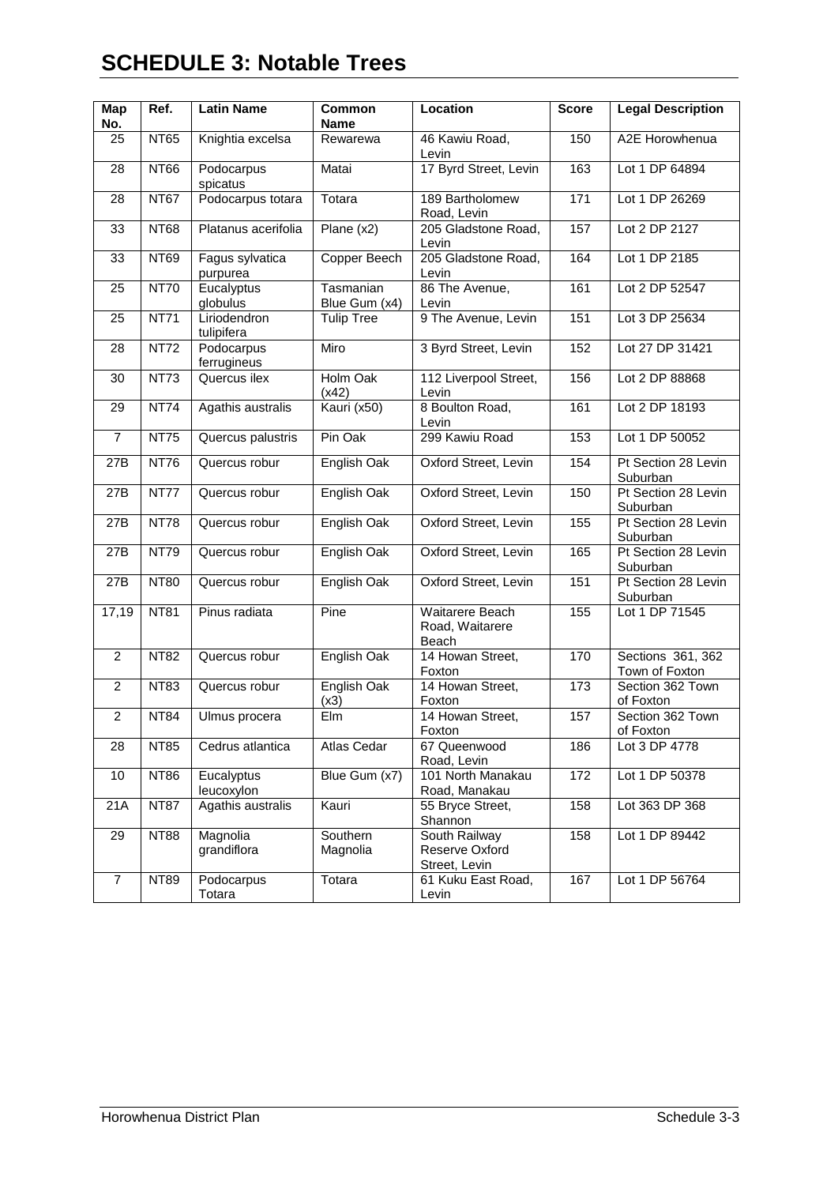# SCHEDULE 3: Notable Trees

| Map No. | Ref. | Latin Name | Common Name | Location | Score | Legal Description |
|---|---|---|---|---|---|---|
| 25 | NT65 | Knightia excelsa | Rewarewa | 46 Kawiu Road, Levin | 150 | A2E Horowhenua |
| 28 | NT66 | Podocarpus spicatus | Matai | 17 Byrd Street, Levin | 163 | Lot 1 DP 64894 |
| 28 | NT67 | Podocarpus totara | Totara | 189 Bartholomew Road, Levin | 171 | Lot 1 DP 26269 |
| 33 | NT68 | Platanus acerifolia | Plane (x2) | 205 Gladstone Road, Levin | 157 | Lot 2 DP 2127 |
| 33 | NT69 | Fagus sylvatica purpurea | Copper Beech | 205 Gladstone Road, Levin | 164 | Lot 1 DP 2185 |
| 25 | NT70 | Eucalyptus globulus | Tasmanian Blue Gum (x4) | 86 The Avenue, Levin | 161 | Lot 2 DP 52547 |
| 25 | NT71 | Liriodendron tulipifera | Tulip Tree | 9 The Avenue, Levin | 151 | Lot 3 DP 25634 |
| 28 | NT72 | Podocarpus ferrugineus | Miro | 3 Byrd Street, Levin | 152 | Lot 27 DP 31421 |
| 30 | NT73 | Quercus ilex | Holm Oak (x42) | 112 Liverpool Street, Levin | 156 | Lot 2 DP 88868 |
| 29 | NT74 | Agathis australis | Kauri (x50) | 8 Boulton Road, Levin | 161 | Lot 2 DP 18193 |
| 7 | NT75 | Quercus palustris | Pin Oak | 299 Kawiu Road | 153 | Lot 1 DP 50052 |
| 27B | NT76 | Quercus robur | English Oak | Oxford Street, Levin | 154 | Pt Section 28 Levin Suburban |
| 27B | NT77 | Quercus robur | English Oak | Oxford Street, Levin | 150 | Pt Section 28 Levin Suburban |
| 27B | NT78 | Quercus robur | English Oak | Oxford Street, Levin | 155 | Pt Section 28 Levin Suburban |
| 27B | NT79 | Quercus robur | English Oak | Oxford Street, Levin | 165 | Pt Section 28 Levin Suburban |
| 27B | NT80 | Quercus robur | English Oak | Oxford Street, Levin | 151 | Pt Section 28 Levin Suburban |
| 17,19 | NT81 | Pinus radiata | Pine | Waitarere Beach Road, Waitarere Beach | 155 | Lot 1 DP 71545 |
| 2 | NT82 | Quercus robur | English Oak | 14 Howan Street, Foxton | 170 | Sections 361, 362 Town of Foxton |
| 2 | NT83 | Quercus robur | English Oak (x3) | 14 Howan Street, Foxton | 173 | Section 362 Town of Foxton |
| 2 | NT84 | Ulmus procera | Elm | 14 Howan Street, Foxton | 157 | Section 362 Town of Foxton |
| 28 | NT85 | Cedrus atlantica | Atlas Cedar | 67 Queenwood Road, Levin | 186 | Lot 3 DP 4778 |
| 10 | NT86 | Eucalyptus leucoxylon | Blue Gum (x7) | 101 North Manakau Road, Manakau | 172 | Lot 1 DP 50378 |
| 21A | NT87 | Agathis australis | Kauri | 55 Bryce Street, Shannon | 158 | Lot 363 DP 368 |
| 29 | NT88 | Magnolia grandiflora | Southern Magnolia | South Railway Reserve Oxford Street, Levin | 158 | Lot 1 DP 89442 |
| 7 | NT89 | Podocarpus Totara | Totara | 61 Kuku East Road, Levin | 167 | Lot 1 DP 56764 |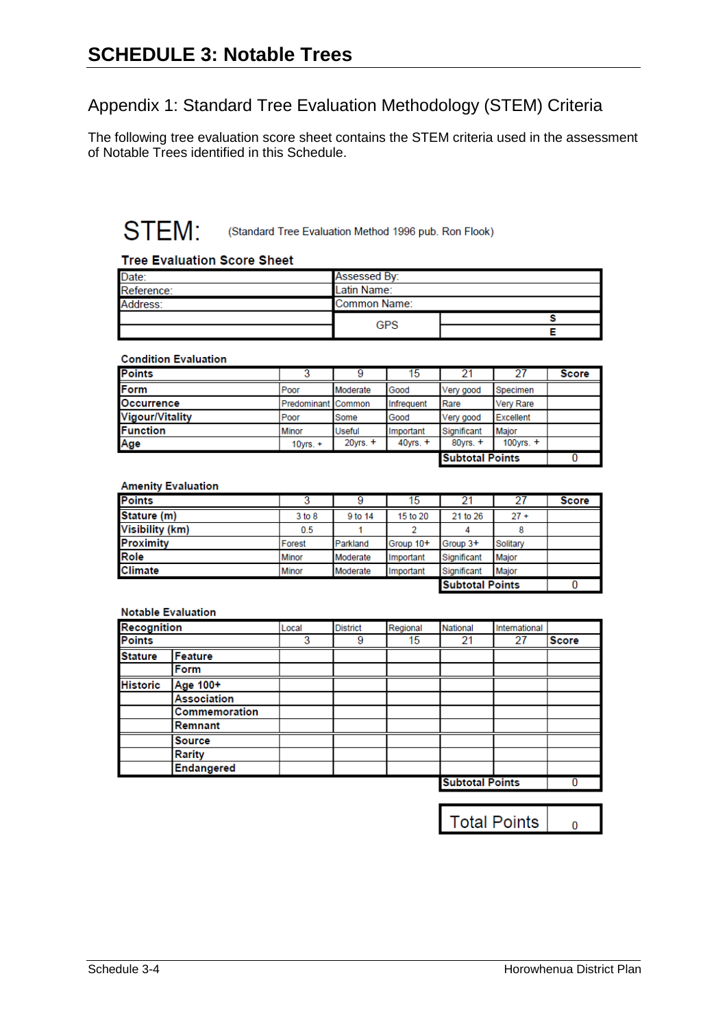# SCHEDULE 3: Notable Trees

## Appendix 1: Standard Tree Evaluation Methodology (STEM) Criteria

The following tree evaluation score sheet contains the STEM criteria used in the assessment of Notable Trees identified in this Schedule.

STEM: (Standard Tree Evaluation Method 1996 pub. Ron Flook)

**Tree Evaluation Score Sheet**

| | | | |
|---|---|---|---|
| Date: | Assessed By: | | |
| Reference: | Latin Name: | | |
| Address: | Common Name: | | |
| | GPS | | S |
| | | | E |

**Condition Evaluation**

| Points | 3 | 9 | 15 | 21 | 27 | Score |
|---|---|---|---|---|---|---|
| Form | Poor | Moderate | Good | Very good | Specimen | |
| Occurrence | Predominant | Common | Infrequent | Rare | Very Rare | |
| Vigour/Vitality | Poor | Some | Good | Very good | Excellent | |
| Function | Minor | Useful | Important | Significant | Major | |
| Age | 10yrs. + | 20yrs. + | 40yrs. + | 80yrs. + | 100yrs. + | |
| | | | | Subtotal Points | | 0 |

**Amenity Evaluation**

| Points | 3 | 9 | 15 | 21 | 27 | Score |
|---|---|---|---|---|---|---|
| Stature (m) | 3 to 8 | 9 to 14 | 15 to 20 | 21 to 26 | 27 + | |
| Visibility (km) | 0.5 | 1 | 2 | 4 | 8 | |
| Proximity | Forest | Parkland | Group 10+ | Group 3+ | Solitary | |
| Role | Minor | Moderate | Important | Significant | Major | |
| Climate | Minor | Moderate | Important | Significant | Major | |
| | | | | Subtotal Points | | 0 |

**Notable Evaluation**

| Recognition | | Local | District | Regional | National | International | |
|---|---|---|---|---|---|---|---|
| Points | | 3 | 9 | 15 | 21 | 27 | Score |
| Stature | Feature | | | | | | |
| | Form | | | | | | |
| Historic | Age 100+ | | | | | | |
| | Association | | | | | | |
| | Commemoration | | | | | | |
| | Remnant | | | | | | |
| | Source | | | | | | |
| | Rarity | | | | | | |
| | Endangered | | | | | | |
| | | | | | Subtotal Points | | 0 |

| | |
|---|---|
| Total Points | 0 |